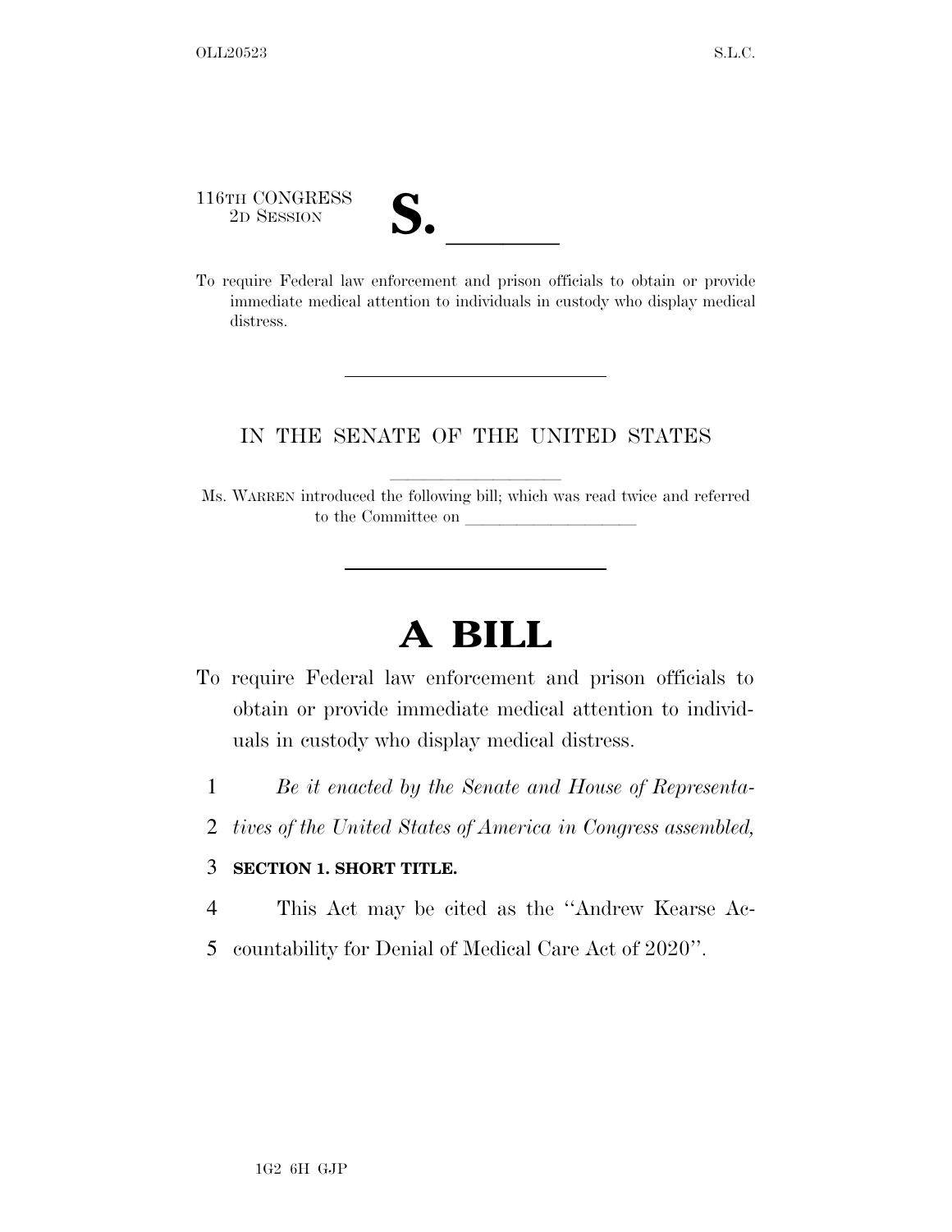116TH CONGRESS
2D SESSION

# S. \_\_\_\_\_\_

To require Federal law enforcement and prison officials to obtain or provide immediate medical attention to individuals in custody who display medical distress.

---

IN THE SENATE OF THE UNITED STATES

Ms. WARREN introduced the following bill; which was read twice and referred to the Committee on \_\_\_\_\_\_\_\_\_\_\_\_\_\_\_\_\_\_\_\_

---

# A BILL

To require Federal law enforcement and prison officials to obtain or provide immediate medical attention to individuals in custody who display medical distress.

1 *Be it enacted by the Senate and House of Representa-*
2 *tives of the United States of America in Congress assembled,*

3 **SECTION 1. SHORT TITLE.**

4 This Act may be cited as the ''Andrew Kearse Ac-
5 countability for Denial of Medical Care Act of 2020''.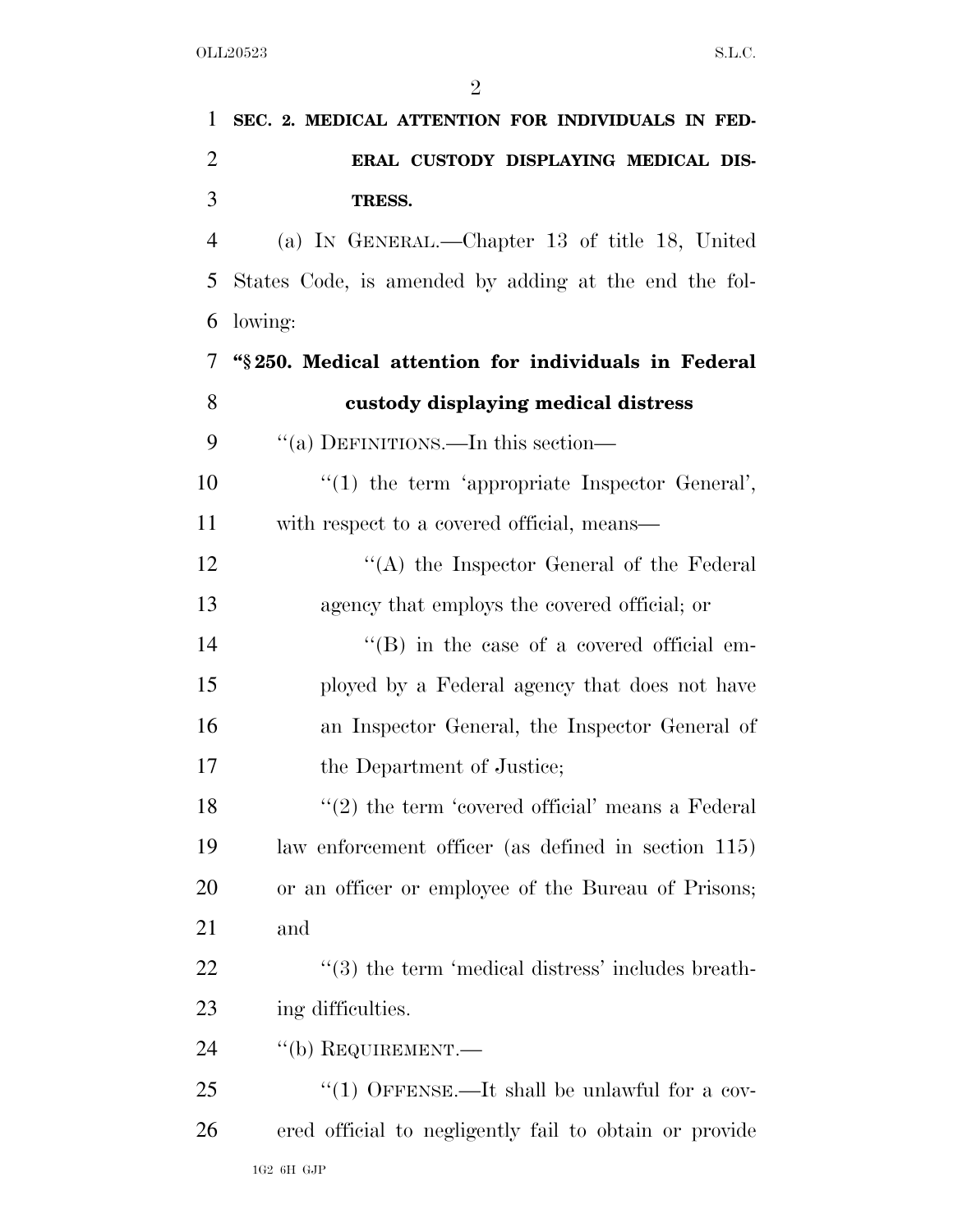**SEC. 2. MEDICAL ATTENTION FOR INDIVIDUALS IN FEDERAL CUSTODY DISPLAYING MEDICAL DISTRESS.**

(a) IN GENERAL.—Chapter 13 of title 18, United States Code, is amended by adding at the end the following:

**"§ 250. Medical attention for individuals in Federal custody displaying medical distress**

"(a) DEFINITIONS.—In this section—

"(1) the term 'appropriate Inspector General', with respect to a covered official, means—

"(A) the Inspector General of the Federal agency that employs the covered official; or

"(B) in the case of a covered official employed by a Federal agency that does not have an Inspector General, the Inspector General of the Department of Justice;

"(2) the term 'covered official' means a Federal law enforcement officer (as defined in section 115) or an officer or employee of the Bureau of Prisons; and

"(3) the term 'medical distress' includes breathing difficulties.

"(b) REQUIREMENT.—

"(1) OFFENSE.—It shall be unlawful for a covered official to negligently fail to obtain or provide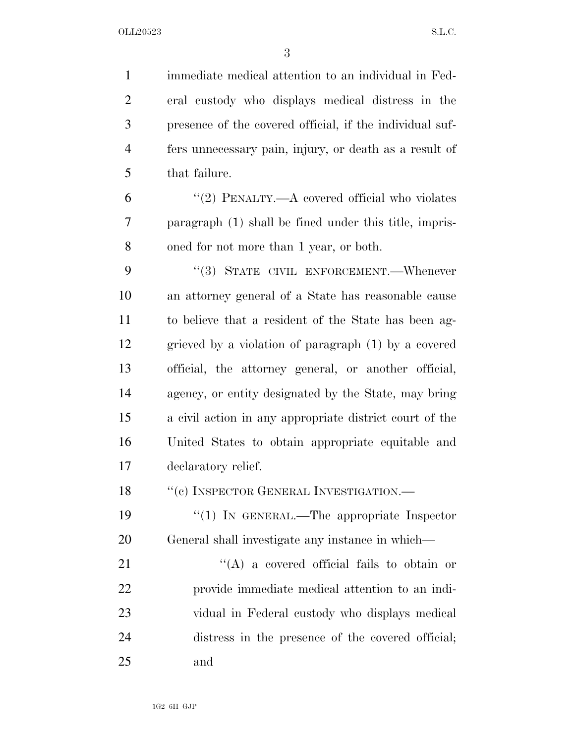immediate medical attention to an individual in Federal custody who displays medical distress in the presence of the covered official, if the individual suffers unnecessary pain, injury, or death as a result of that failure.

"(2) PENALTY.—A covered official who violates paragraph (1) shall be fined under this title, imprisoned for not more than 1 year, or both.

"(3) STATE CIVIL ENFORCEMENT.—Whenever an attorney general of a State has reasonable cause to believe that a resident of the State has been aggrieved by a violation of paragraph (1) by a covered official, the attorney general, or another official, agency, or entity designated by the State, may bring a civil action in any appropriate district court of the United States to obtain appropriate equitable and declaratory relief.

"(c) INSPECTOR GENERAL INVESTIGATION.—

"(1) IN GENERAL.—The appropriate Inspector General shall investigate any instance in which—

"(A) a covered official fails to obtain or provide immediate medical attention to an individual in Federal custody who displays medical distress in the presence of the covered official; and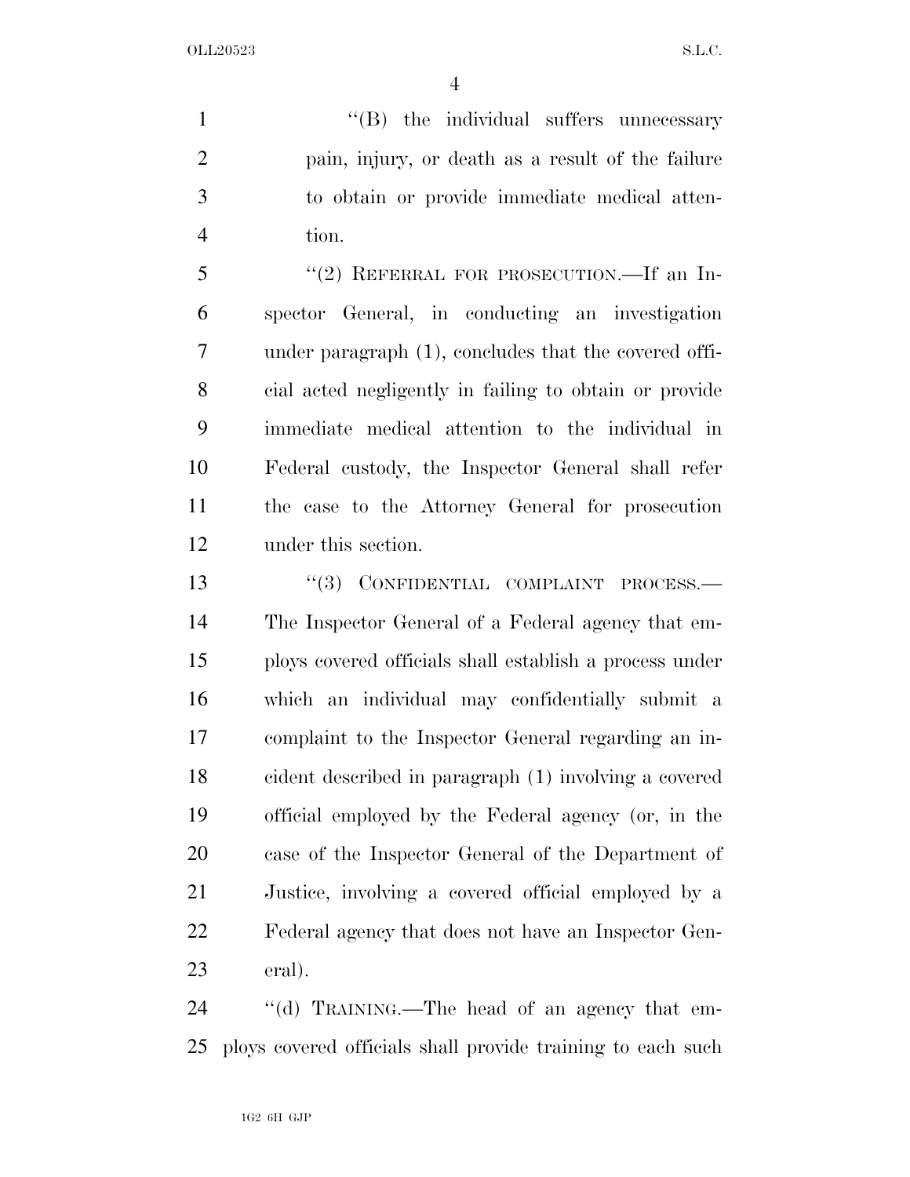"(B) the individual suffers unnecessary pain, injury, or death as a result of the failure to obtain or provide immediate medical attention.

"(2) REFERRAL FOR PROSECUTION.—If an Inspector General, in conducting an investigation under paragraph (1), concludes that the covered official acted negligently in failing to obtain or provide immediate medical attention to the individual in Federal custody, the Inspector General shall refer the case to the Attorney General for prosecution under this section.

"(3) CONFIDENTIAL COMPLAINT PROCESS.—The Inspector General of a Federal agency that employs covered officials shall establish a process under which an individual may confidentially submit a complaint to the Inspector General regarding an incident described in paragraph (1) involving a covered official employed by the Federal agency (or, in the case of the Inspector General of the Department of Justice, involving a covered official employed by a Federal agency that does not have an Inspector General).

"(d) TRAINING.—The head of an agency that employs covered officials shall provide training to each such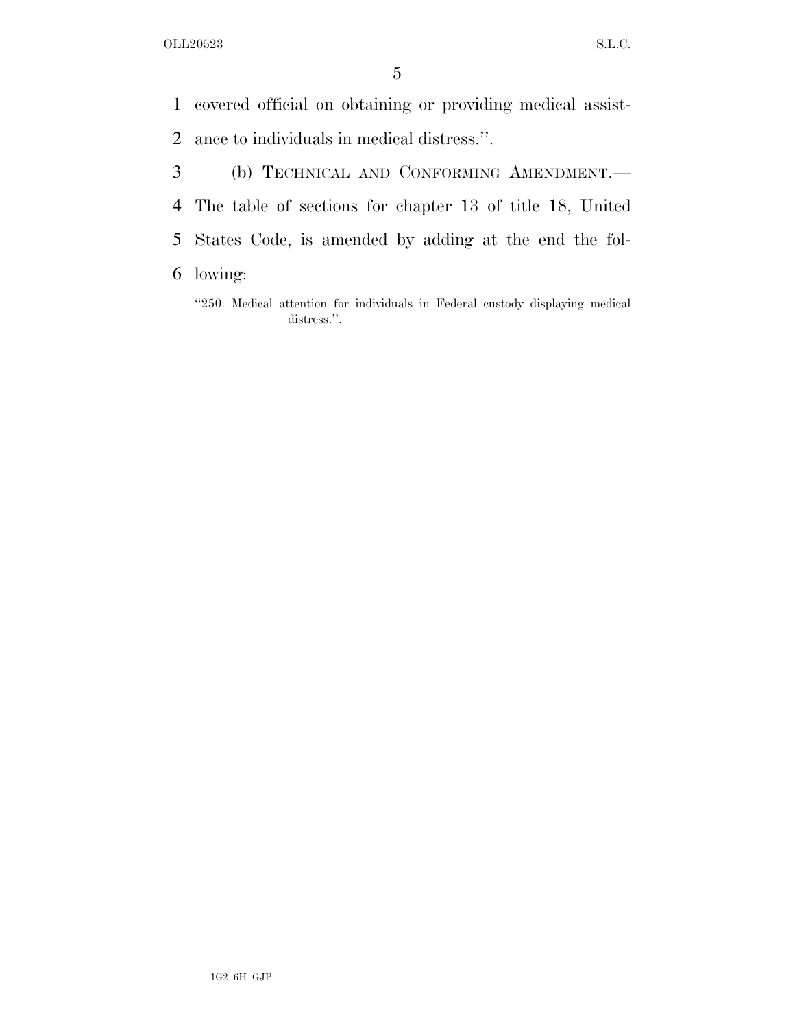covered official on obtaining or providing medical assistance to individuals in medical distress.''.

(b) TECHNICAL AND CONFORMING AMENDMENT.—The table of sections for chapter 13 of title 18, United States Code, is amended by adding at the end the following:

> ''250. Medical attention for individuals in Federal custody displaying medical distress.''.